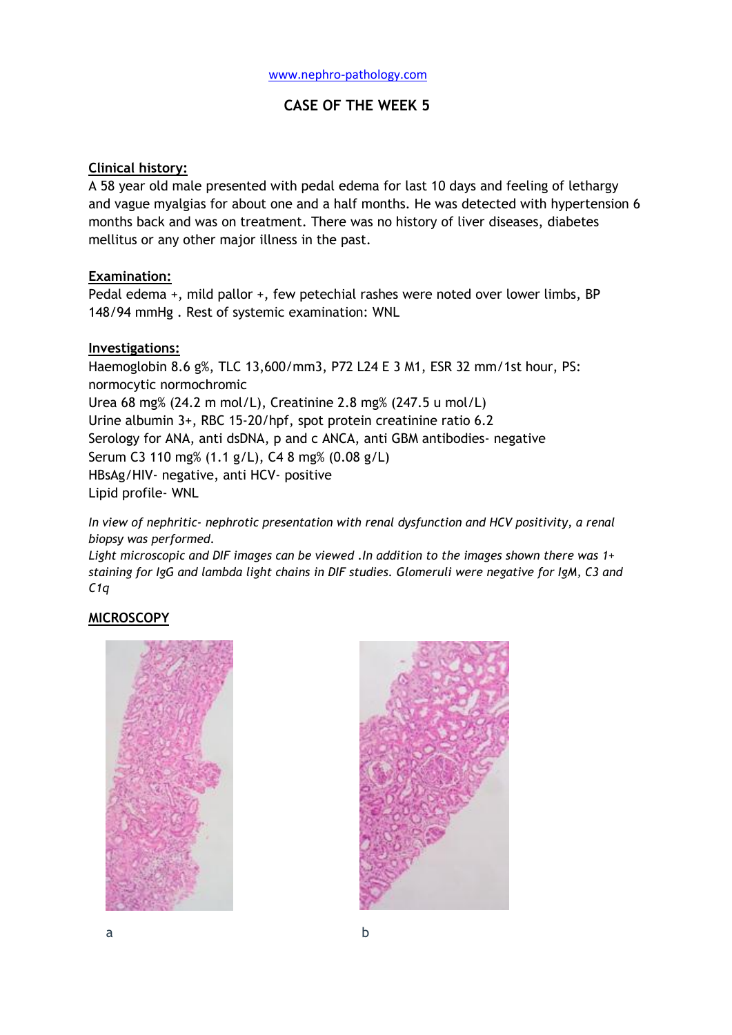www.nephro-pathology.com

# CASE OF THE WEEK 5

**Clinical history:**

A 58 year old male presented with pedal edema for last 10 days and feeling of lethargy and vague myalgias for about one and a half months. He was detected with hypertension 6 months back and was on treatment. There was no history of liver diseases, diabetes mellitus or any other major illness in the past.

**Examination:**

Pedal edema +, mild pallor +, few petechial rashes were noted over lower limbs, BP 148/94 mmHg . Rest of systemic examination: WNL

**Investigations:**

Haemoglobin 8.6 g%, TLC 13,600/mm3, P72 L24 E 3 M1, ESR 32 mm/1st hour, PS: normocytic normochromic
Urea 68 mg% (24.2 m mol/L), Creatinine 2.8 mg% (247.5 u mol/L)
Urine albumin 3+, RBC 15-20/hpf, spot protein creatinine ratio 6.2
Serology for ANA, anti dsDNA, p and c ANCA, anti GBM antibodies- negative
Serum C3 110 mg% (1.1 g/L), C4 8 mg% (0.08 g/L)
HBsAg/HIV- negative, anti HCV- positive
Lipid profile- WNL

*In view of nephritic- nephrotic presentation with renal dysfunction and HCV positivity, a renal biopsy was performed.*
*Light microscopic and DIF images can be viewed .In addition to the images shown there was 1+ staining for IgG and lambda light chains in DIF studies. Glomeruli were negative for IgM, C3 and C1q*

**MICROSCOPY**

a

b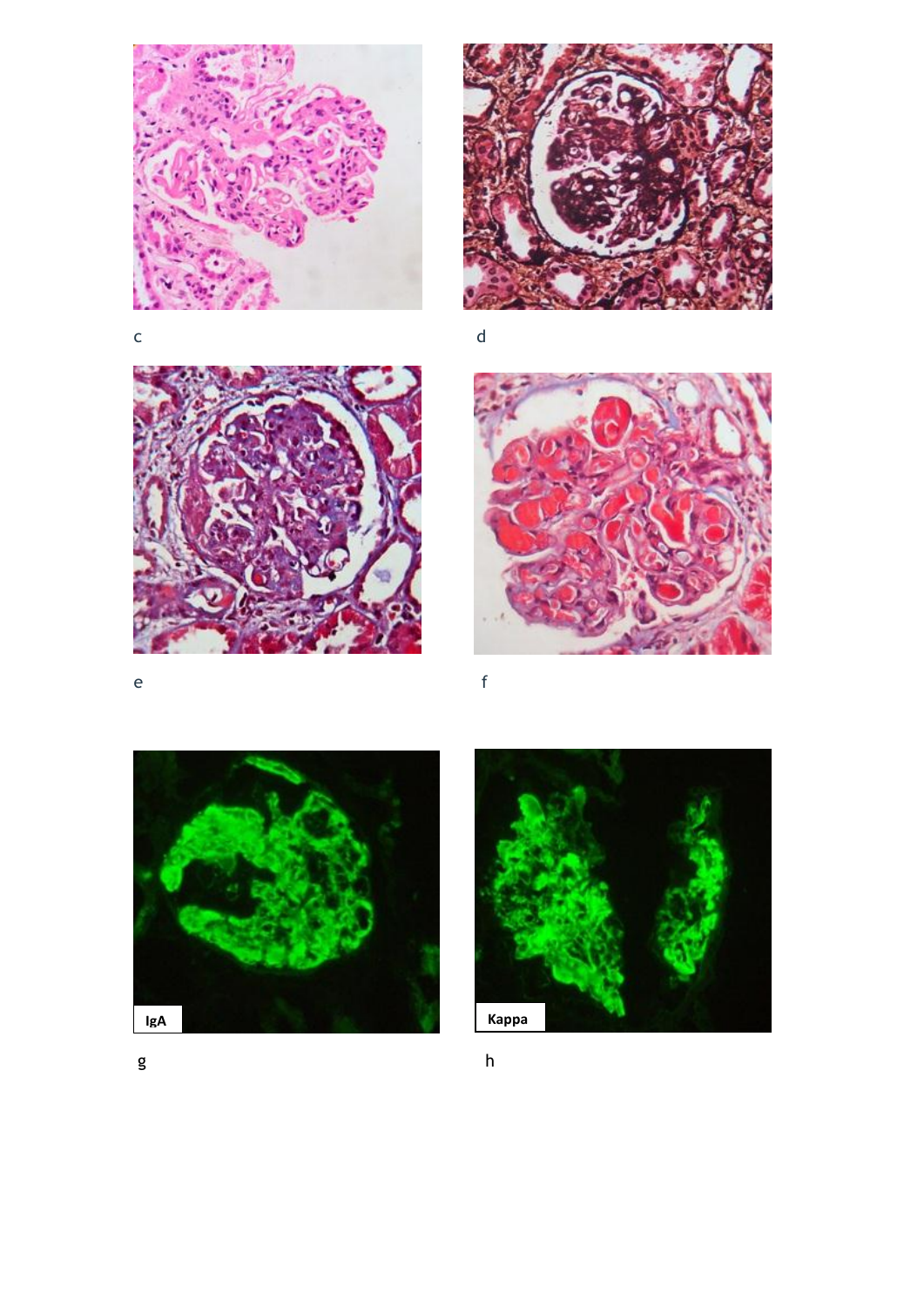c

d

e

f

IgA

g

Kappa

h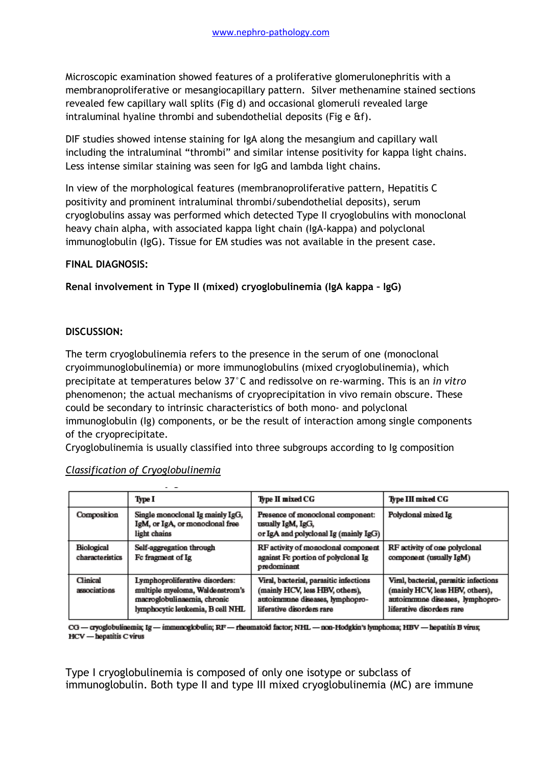Microscopic examination showed features of a proliferative glomerulonephritis with a membranoproliferative or mesangiocapillary pattern. Silver methenamine stained sections revealed few capillary wall splits (Fig d) and occasional glomeruli revealed large intraluminal hyaline thrombi and subendothelial deposits (Fig e &f).

DIF studies showed intense staining for IgA along the mesangium and capillary wall including the intraluminal "thrombi" and similar intense positivity for kappa light chains. Less intense similar staining was seen for IgG and lambda light chains.

In view of the morphological features (membranoproliferative pattern, Hepatitis C positivity and prominent intraluminal thrombi/subendothelial deposits), serum cryoglobulins assay was performed which detected Type II cryoglobulins with monoclonal heavy chain alpha, with associated kappa light chain (IgA-kappa) and polyclonal immunoglobulin (IgG). Tissue for EM studies was not available in the present case.

**FINAL DIAGNOSIS:**

**Renal involvement in Type II (mixed) cryoglobulinemia (IgA kappa – IgG)**

**DISCUSSION:**

The term cryoglobulinemia refers to the presence in the serum of one (monoclonal cryoimmunoglobulinemia) or more immunoglobulins (mixed cryoglobulinemia), which precipitate at temperatures below 37°C and redissolve on re-warming. This is an *in vitro* phenomenon; the actual mechanisms of cryoprecipitation in vivo remain obscure. These could be secondary to intrinsic characteristics of both mono- and polyclonal immunoglobulin (Ig) components, or be the result of interaction among single components of the cryoprecipitate.
Cryoglobulinemia is usually classified into three subgroups according to Ig composition

*Classification of Cryoglobulinemia*

| | Type I | Type II mixed CG | Type III mixed CG |
|---|---|---|---|
| Composition | Single monoclonal Ig mainly IgG, IgM, or IgA, or monoclonal free light chains | Presence of monoclonal component: usually IgM, IgG, or IgA and polyclonal Ig (mainly IgG) | Polyclonal mixed Ig |
| Biological characteristics | Self-aggregation through Fc fragment of Ig | RF activity of monoclonal component against Fc portion of polyclonal Ig predominant | RF activity of one polyclonal component (usually IgM) |
| Clinical associations | Lymphoproliferative disorders: multiple myeloma, Waldenstrom's macroglobulinaemia, chronic lymphocytic leukemia, B cell NHL | Viral, bacterial, parasitic infections (mainly HCV, less HBV, others), autoimmune diseases, lymphoproliferative disorders rare | Viral, bacterial, parasitic infections (mainly HCV, less HBV, others), autoimmune diseases, lymphoproliferative disorders rare |

CG — cryoglobulinemia; Ig — immunoglobulin; RF — rheumatoid factor; NHL — non-Hodgkin's lymphoma; HBV — hepatitis B virus; HCV — hepatitis C virus

Type I cryoglobulinemia is composed of only one isotype or subclass of immunoglobulin. Both type II and type III mixed cryoglobulinemia (MC) are immune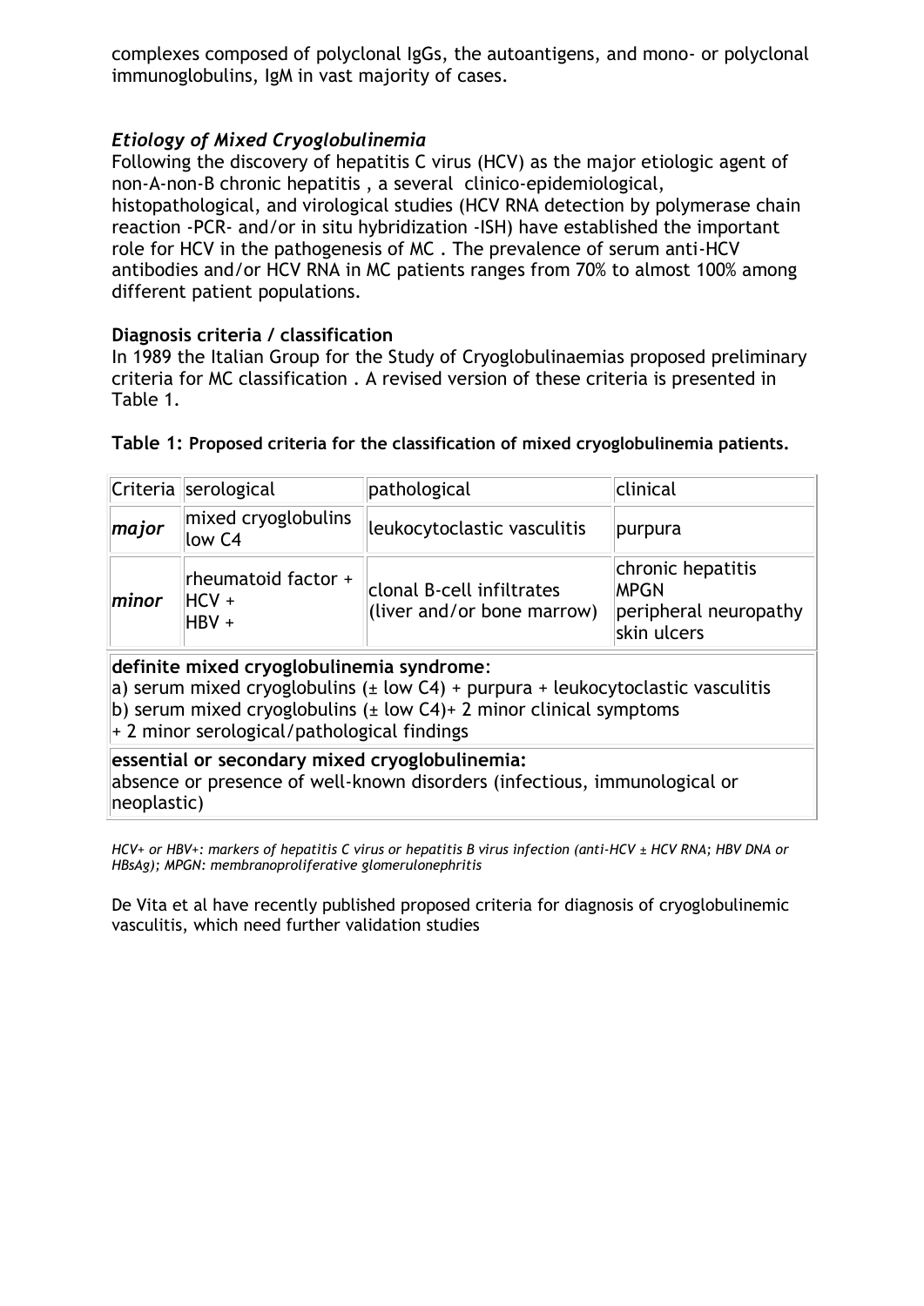complexes composed of polyclonal IgGs, the autoantigens, and mono- or polyclonal immunoglobulins, IgM in vast majority of cases.

### *Etiology of Mixed Cryoglobulinemia*

Following the discovery of hepatitis C virus (HCV) as the major etiologic agent of non-A-non-B chronic hepatitis , a several clinico-epidemiological, histopathological, and virological studies (HCV RNA detection by polymerase chain reaction -PCR- and/or in situ hybridization -ISH) have established the important role for HCV in the pathogenesis of MC . The prevalence of serum anti-HCV antibodies and/or HCV RNA in MC patients ranges from 70% to almost 100% among different patient populations.

### Diagnosis criteria / classification

In 1989 the Italian Group for the Study of Cryoglobulinaemias proposed preliminary criteria for MC classification . A revised version of these criteria is presented in Table 1.

**Table 1: Proposed criteria for the classification of mixed cryoglobulinemia patients.**

| Criteria | serological | pathological | clinical |
|---|---|---|---|
| ***major*** | mixed cryoglobulins<br>low C4 | leukocytoclastic vasculitis | purpura |
| ***minor*** | rheumatoid factor +<br>HCV +<br>HBV + | clonal B-cell infiltrates<br>(liver and/or bone marrow) | chronic hepatitis<br>MPGN<br>peripheral neuropathy<br>skin ulcers |
| **definite mixed cryoglobulinemia syndrome**:<br>a) serum mixed cryoglobulins (± low C4) + purpura + leukocytoclastic vasculitis<br>b) serum mixed cryoglobulins (± low C4)+ 2 minor clinical symptoms<br>+ 2 minor serological/pathological findings | | | |
| **essential or secondary mixed cryoglobulinemia:**<br>absence or presence of well-known disorders (infectious, immunological or neoplastic) | | | |

*HCV+ or HBV+: markers of hepatitis C virus or hepatitis B virus infection (anti-HCV ± HCV RNA; HBV DNA or HBsAg); MPGN: membranoproliferative glomerulonephritis*

De Vita et al have recently published proposed criteria for diagnosis of cryoglobulinemic vasculitis, which need further validation studies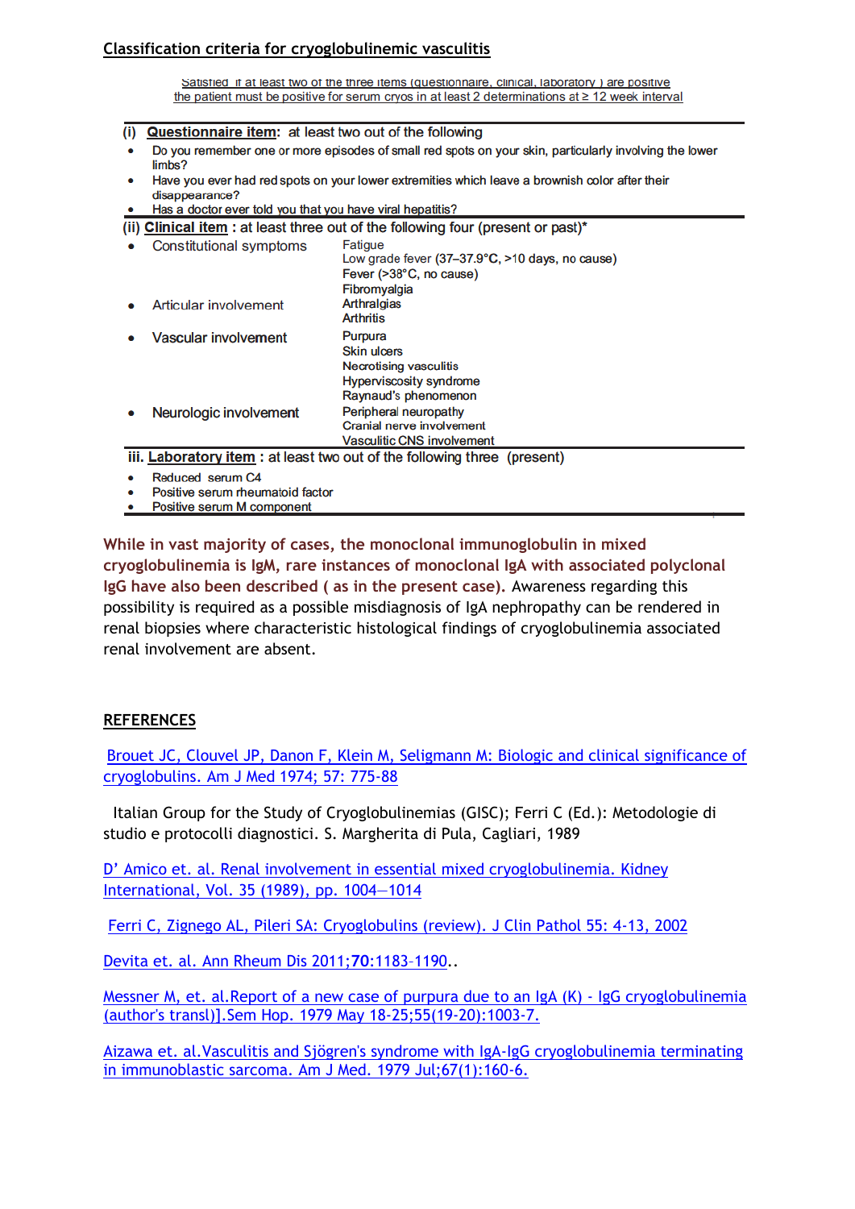## Classification criteria for cryoglobulinemic vasculitis

Satisfied if at least two of the three items (questionnaire, clinical, laboratory) are positive
the patient must be positive for serum cryos in at least 2 determinations at ≥ 12 week interval

| | |
|---|---|
| **(i) Questionnaire item: at least two out of the following** | |
| • Do you remember one or more episodes of small red spots on your skin, particularly involving the lower limbs? | |
| • Have you ever had red spots on your lower extremities which leave a brownish color after their disappearance? | |
| • Has a doctor ever told you that you have viral hepatitis? | |
| **(ii) Clinical item : at least three out of the following four (present or past)*** | |
| • Constitutional symptoms | Fatigue<br>Low grade fever (37–37.9°C, >10 days, no cause)<br>Fever (>38°C, no cause)<br>Fibromyalgia |
| • Articular involvement | Arthralgias<br>Arthritis |
| • Vascular involvement | Purpura<br>Skin ulcers<br>Necrotising vasculitis<br>Hyperviscosity syndrome<br>Raynaud's phenomenon |
| • Neurologic involvement | Peripheral neuropathy<br>Cranial nerve involvement<br>Vasculitic CNS involvement |
| **iii. Laboratory item : at least two out of the following three (present)** | |
| • Reduced serum C4 | |
| • Positive serum rheumatoid factor | |
| • Positive serum M component | |

**While in vast majority of cases, the monoclonal immunoglobulin in mixed cryoglobulinemia is IgM, rare instances of monoclonal IgA with associated polyclonal IgG have also been described ( as in the present case).** Awareness regarding this possibility is required as a possible misdiagnosis of IgA nephropathy can be rendered in renal biopsies where characteristic histological findings of cryoglobulinemia associated renal involvement are absent.

## REFERENCES

Brouet JC, Clouvel JP, Danon F, Klein M, Seligmann M: Biologic and clinical significance of cryoglobulins. Am J Med 1974; 57: 775-88

Italian Group for the Study of Cryoglobulinemias (GISC); Ferri C (Ed.): Metodologie di studio e protocolli diagnostici. S. Margherita di Pula, Cagliari, 1989

D' Amico et. al. Renal involvement in essential mixed cryoglobulinemia. Kidney International, Vol. 35 (1989), pp. 1004—1014

Ferri C, Zignego AL, Pileri SA: Cryoglobulins (review). J Clin Pathol 55: 4-13, 2002

Devita et. al. Ann Rheum Dis 2011;**70**:1183-1190..

Messner M, et. al.Report of a new case of purpura due to an IgA (K) - IgG cryoglobulinemia (author's transl)].Sem Hop. 1979 May 18-25;55(19-20):1003-7.

Aizawa et. al.Vasculitis and Sjögren's syndrome with IgA-IgG cryoglobulinemia terminating in immunoblastic sarcoma. Am J Med. 1979 Jul;67(1):160-6.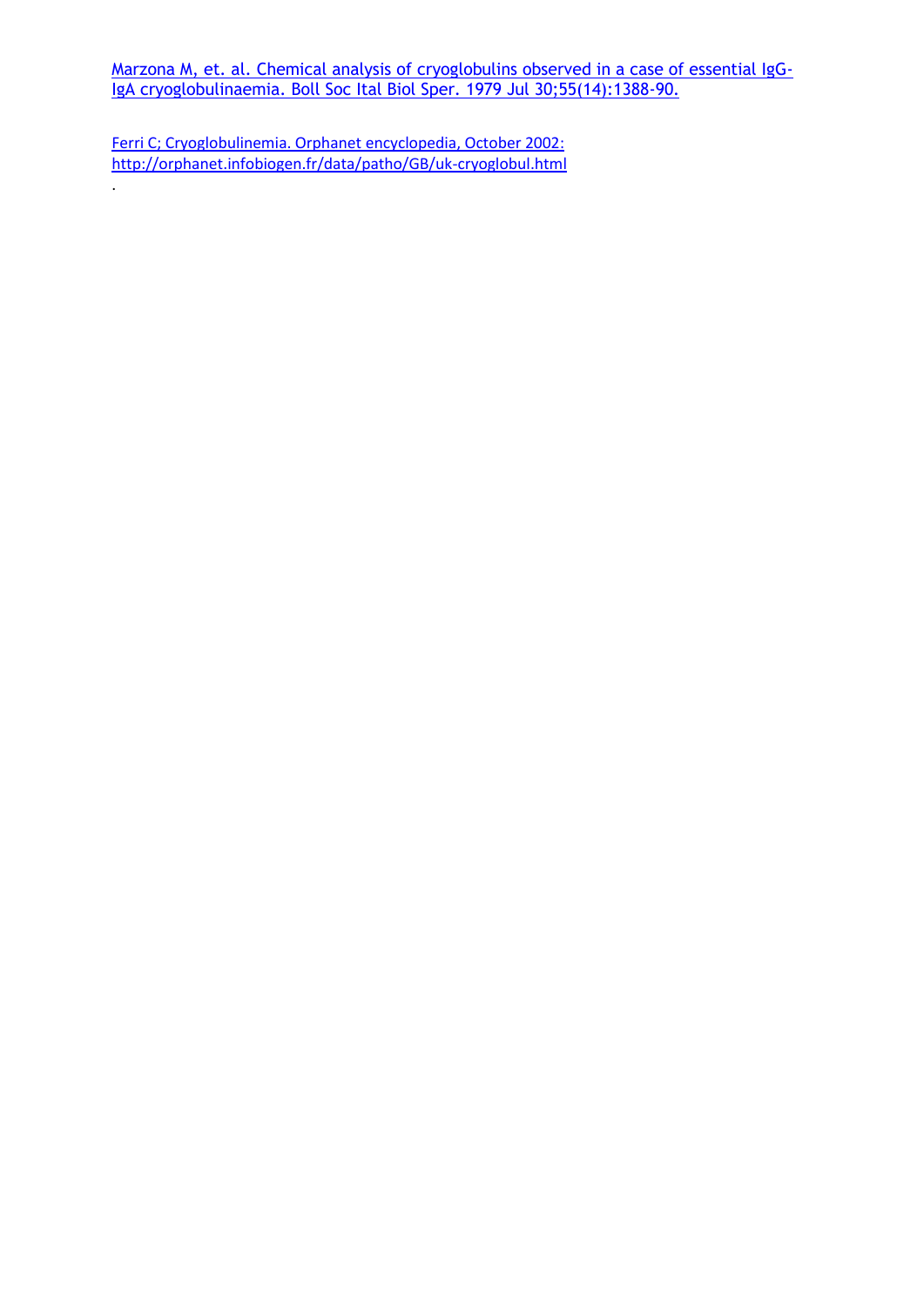Marzona M, et. al. Chemical analysis of cryoglobulins observed in a case of essential IgG-IgA cryoglobulinaemia. Boll Soc Ital Biol Sper. 1979 Jul 30;55(14):1388-90.

Ferri C; Cryoglobulinemia. Orphanet encyclopedia, October 2002: http://orphanet.infobiogen.fr/data/patho/GB/uk-cryoglobul.html

.